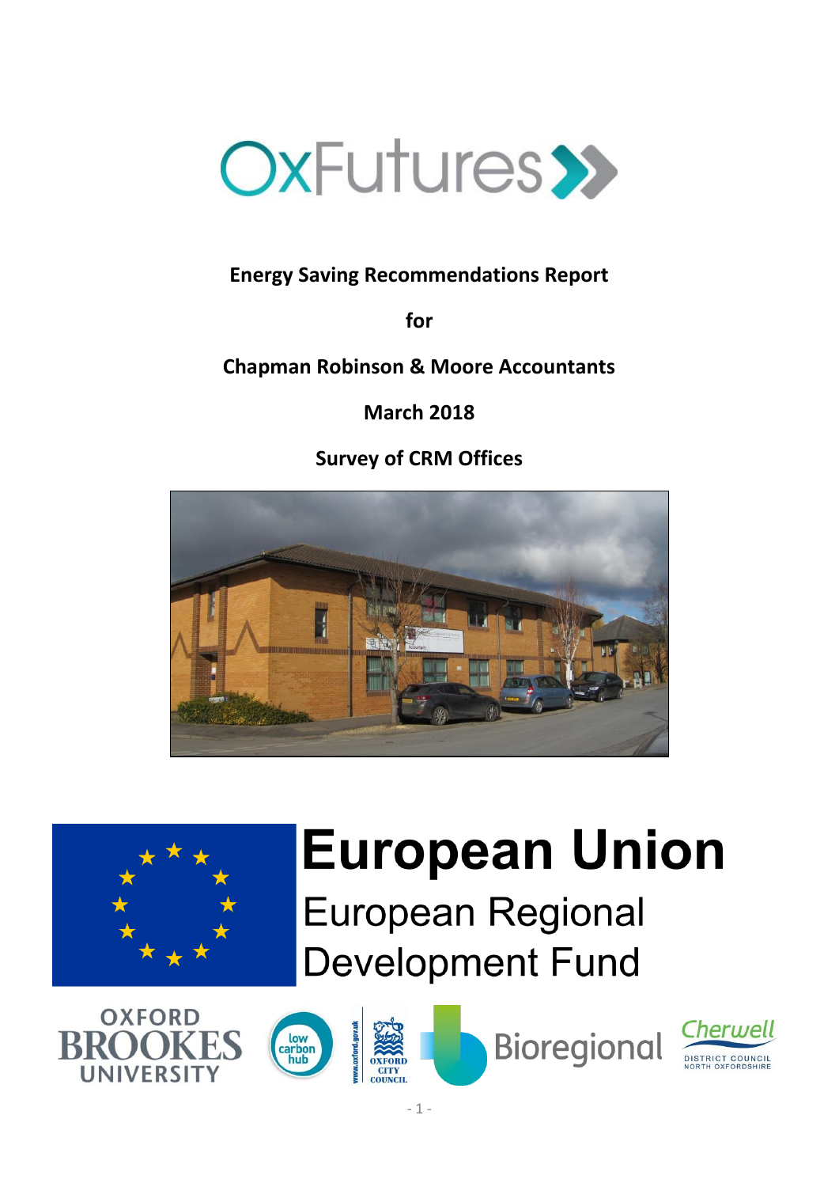OxFutures

**Energy Saving Recommendations Report**

**for**

**Chapman Robinson & Moore Accountants**

**March 2018**

**Survey of CRM Offices**

European Union

European Regional Development Fund

OXFORD BROOKES UNIVERSITY

low carbon hub

OXFORD CITY COUNCIL

Bioregional

Cherwell DISTRICT COUNCIL NORTH OXFORDSHIRE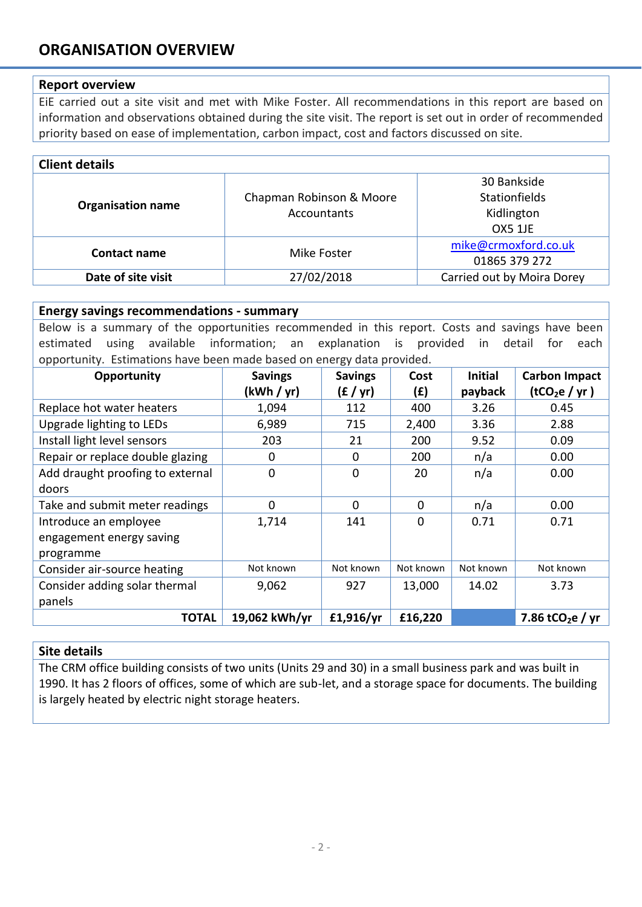## ORGANISATION OVERVIEW

### Report overview

EiE carried out a site visit and met with Mike Foster. All recommendations in this report are based on information and observations obtained during the site visit. The report is set out in order of recommended priority based on ease of implementation, carbon impact, cost and factors discussed on site.

### Client details

| | | |
|---|---|---|
| **Organisation name** | Chapman Robinson & Moore Accountants | 30 Bankside Stationfields Kidlington OX5 1JE |
| **Contact name** | Mike Foster | mike@crmoxford.co.uk 01865 379 272 |
| **Date of site visit** | 27/02/2018 | Carried out by Moira Dorey |

### Energy savings recommendations - summary

Below is a summary of the opportunities recommended in this report. Costs and savings have been estimated using available information; an explanation is provided in detail for each opportunity. Estimations have been made based on energy data provided.

| Opportunity | Savings (kWh / yr) | Savings (£ / yr) | Cost (£) | Initial payback | Carbon Impact ($tCO_2e$ / yr ) |
|---|---|---|---|---|---|
| Replace hot water heaters | 1,094 | 112 | 400 | 3.26 | 0.45 |
| Upgrade lighting to LEDs | 6,989 | 715 | 2,400 | 3.36 | 2.88 |
| Install light level sensors | 203 | 21 | 200 | 9.52 | 0.09 |
| Repair or replace double glazing | 0 | 0 | 200 | n/a | 0.00 |
| Add draught proofing to external doors | 0 | 0 | 20 | n/a | 0.00 |
| Take and submit meter readings | 0 | 0 | 0 | n/a | 0.00 |
| Introduce an employee engagement energy saving programme | 1,714 | 141 | 0 | 0.71 | 0.71 |
| Consider air-source heating | Not known | Not known | Not known | Not known | Not known |
| Consider adding solar thermal panels | 9,062 | 927 | 13,000 | 14.02 | 3.73 |
| **TOTAL** | **19,062 kWh/yr** | **£1,916/yr** | **£16,220** | | **7.86 $tCO_2e$ / yr** |

### Site details

The CRM office building consists of two units (Units 29 and 30) in a small business park and was built in 1990. It has 2 floors of offices, some of which are sub-let, and a storage space for documents. The building is largely heated by electric night storage heaters.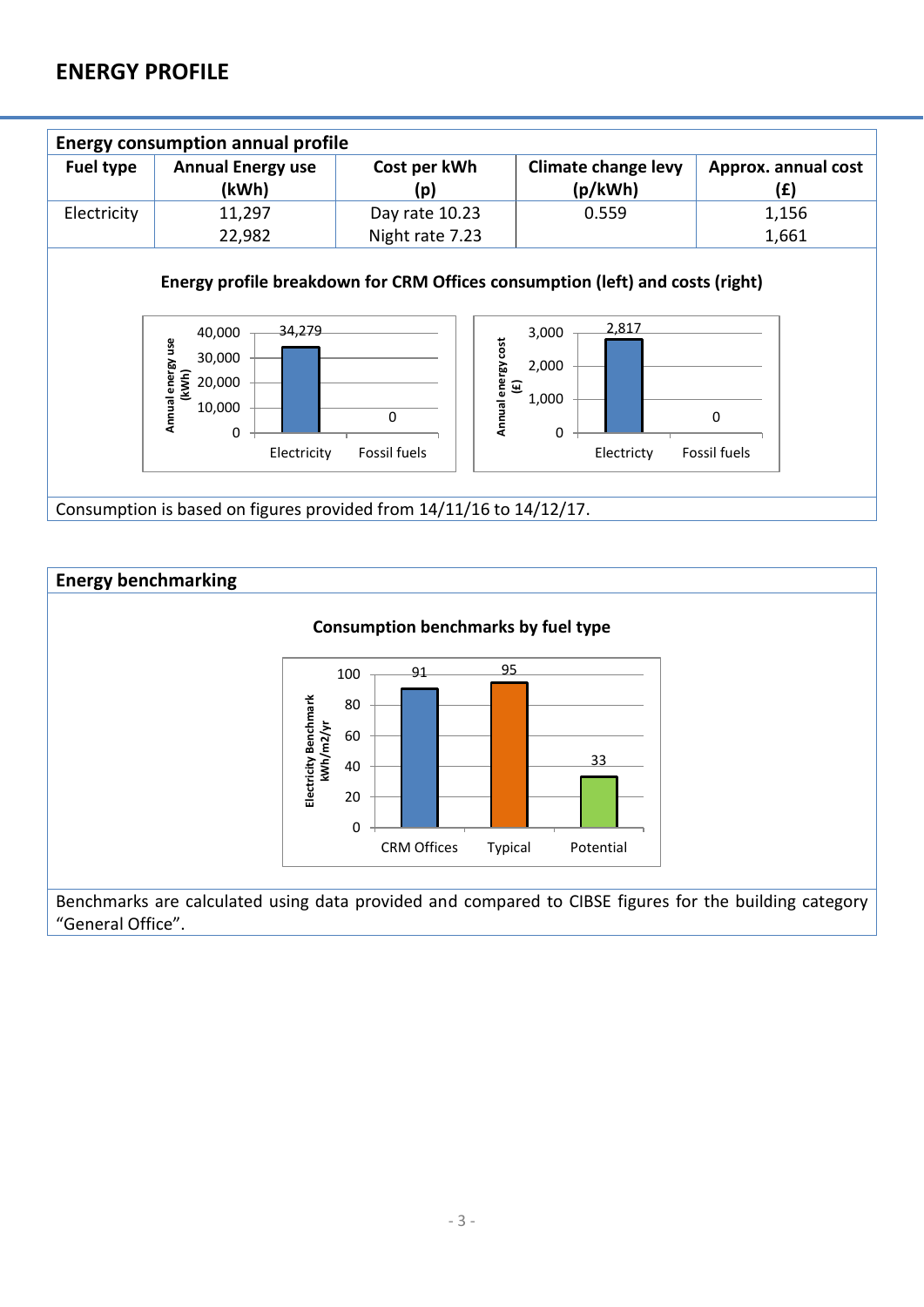# ENERGY PROFILE

**Energy consumption annual profile**

| Fuel type | Annual Energy use (kWh) | Cost per kWh (p) | Climate change levy (p/kWh) | Approx. annual cost (£) |
|---|---|---|---|---|
| Electricity | 11,297<br>22,982 | Day rate 10.23<br>Night rate 7.23 | 0.559 | 1,156<br>1,661 |

**Energy profile breakdown for CRM Offices consumption (left) and costs (right)**

Annual energy use (kWh)
40,000
30,000
20,000
10,000
0
34,279
0
Electricity
Fossil fuels

Annual energy cost (£)
3,000
2,000
1,000
0
2,817
0
Electricty
Fossil fuels

Consumption is based on figures provided from 14/11/16 to 14/12/17.

**Energy benchmarking**

**Consumption benchmarks by fuel type**

Electricity Benchmark kWh/m2/yr
100
80
60
40
20
0
91
95
33
CRM Offices
Typical
Potential

Benchmarks are calculated using data provided and compared to CIBSE figures for the building category "General Office".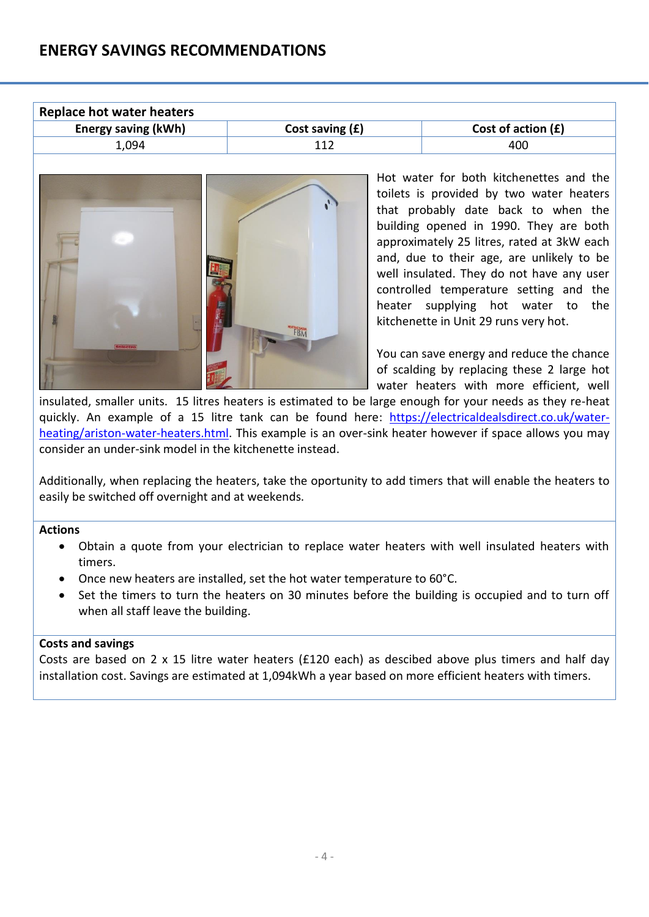# ENERGY SAVINGS RECOMMENDATIONS

**Replace hot water heaters**

| Energy saving (kWh) | Cost saving (£) | Cost of action (£) |
|---|---|---|
| 1,094 | 112 | 400 |

Hot water for both kitchenettes and the toilets is provided by two water heaters that probably date back to when the building opened in 1990. They are both approximately 25 litres, rated at 3kW each and, due to their age, are unlikely to be well insulated. They do not have any user controlled temperature setting and the heater supplying hot water to the kitchenette in Unit 29 runs very hot.

You can save energy and reduce the chance of scalding by replacing these 2 large hot water heaters with more efficient, well insulated, smaller units. 15 litres heaters is estimated to be large enough for your needs as they re-heat quickly. An example of a 15 litre tank can be found here: [https://electricaldealsdirect.co.uk/water-heating/ariston-water-heaters.html](https://electricaldealsdirect.co.uk/water-heating/ariston-water-heaters.html). This example is an over-sink heater however if space allows you may consider an under-sink model in the kitchenette instead.

Additionally, when replacing the heaters, take the oportunity to add timers that will enable the heaters to easily be switched off overnight and at weekends.

**Actions**

- Obtain a quote from your electrician to replace water heaters with well insulated heaters with timers.
- Once new heaters are installed, set the hot water temperature to 60°C.
- Set the timers to turn the heaters on 30 minutes before the building is occupied and to turn off when all staff leave the building.

**Costs and savings**

Costs are based on 2 x 15 litre water heaters (£120 each) as descibed above plus timers and half day installation cost. Savings are estimated at 1,094kWh a year based on more efficient heaters with timers.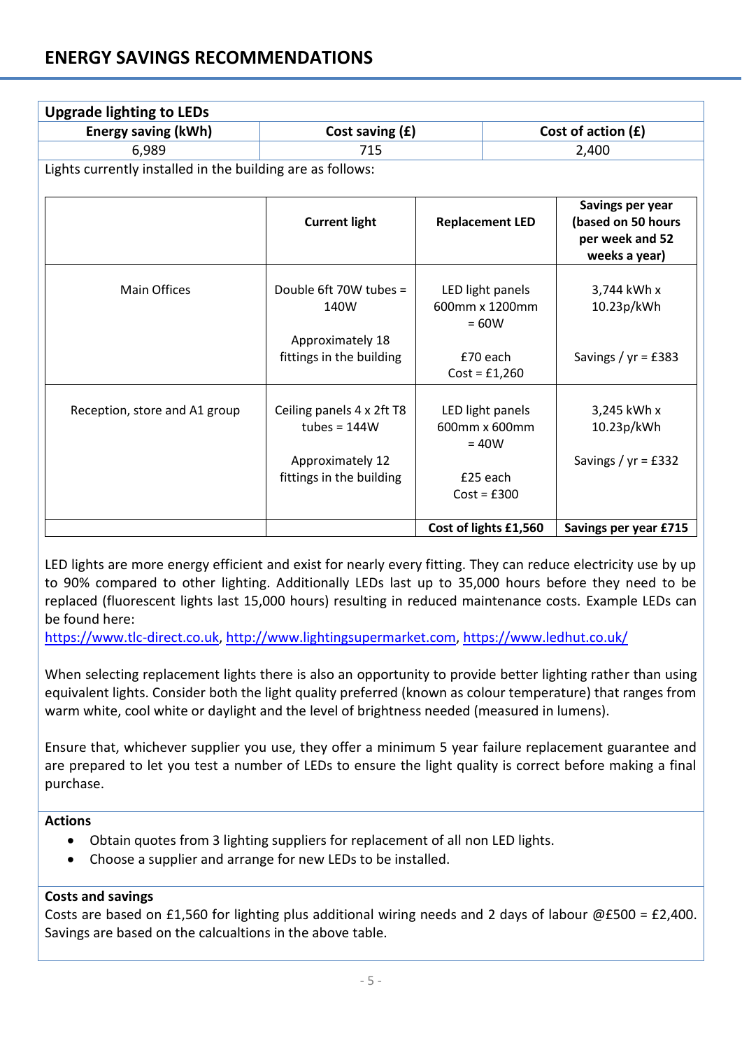# ENERGY SAVINGS RECOMMENDATIONS

## Upgrade lighting to LEDs

| Energy saving (kWh) | Cost saving (£) | Cost of action (£) |
|---|---|---|
| 6,989 | 715 | 2,400 |

Lights currently installed in the building are as follows:

| | Current light | Replacement LED | Savings per year (based on 50 hours per week and 52 weeks a year) |
|---|---|---|---|
| Main Offices | Double 6ft 70W tubes = 140W<br><br>Approximately 18 fittings in the building | LED light panels 600mm x 1200mm = 60W<br><br>£70 each<br>Cost = £1,260 | 3,744 kWh x 10.23p/kWh<br><br>Savings / yr = £383 |
| Reception, store and A1 group | Ceiling panels 4 x 2ft T8 tubes = 144W<br><br>Approximately 12 fittings in the building | LED light panels 600mm x 600mm = 40W<br><br>£25 each<br>Cost = £300 | 3,245 kWh x 10.23p/kWh<br><br>Savings / yr = £332 |
| | | **Cost of lights £1,560** | **Savings per year £715** |

LED lights are more energy efficient and exist for nearly every fitting. They can reduce electricity use by up to 90% compared to other lighting. Additionally LEDs last up to 35,000 hours before they need to be replaced (fluorescent lights last 15,000 hours) resulting in reduced maintenance costs. Example LEDs can be found here:
https://www.tlc-direct.co.uk, http://www.lightingsupermarket.com, https://www.ledhut.co.uk/

When selecting replacement lights there is also an opportunity to provide better lighting rather than using equivalent lights. Consider both the light quality preferred (known as colour temperature) that ranges from warm white, cool white or daylight and the level of brightness needed (measured in lumens).

Ensure that, whichever supplier you use, they offer a minimum 5 year failure replacement guarantee and are prepared to let you test a number of LEDs to ensure the light quality is correct before making a final purchase.

**Actions**

- Obtain quotes from 3 lighting suppliers for replacement of all non LED lights.
- Choose a supplier and arrange for new LEDs to be installed.

**Costs and savings**

Costs are based on £1,560 for lighting plus additional wiring needs and 2 days of labour @£500 = £2,400. Savings are based on the calcualtions in the above table.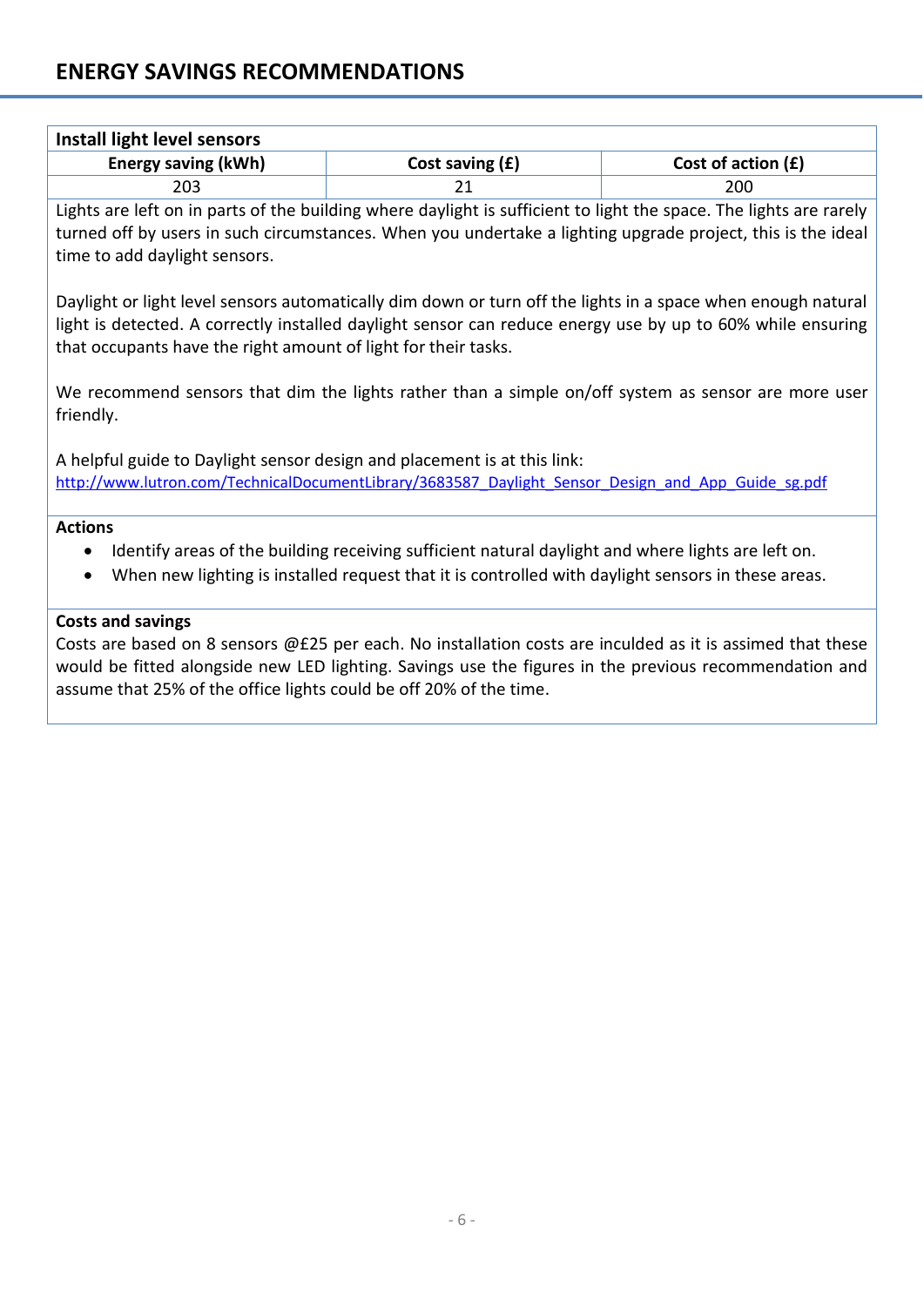## ENERGY SAVINGS RECOMMENDATIONS

### Install light level sensors

| Energy saving (kWh) | Cost saving (£) | Cost of action (£) |
|---|---|---|
| 203 | 21 | 200 |

Lights are left on in parts of the building where daylight is sufficient to light the space. The lights are rarely turned off by users in such circumstances. When you undertake a lighting upgrade project, this is the ideal time to add daylight sensors.

Daylight or light level sensors automatically dim down or turn off the lights in a space when enough natural light is detected. A correctly installed daylight sensor can reduce energy use by up to 60% while ensuring that occupants have the right amount of light for their tasks.

We recommend sensors that dim the lights rather than a simple on/off system as sensor are more user friendly.

A helpful guide to Daylight sensor design and placement is at this link:
http://www.lutron.com/TechnicalDocumentLibrary/3683587_Daylight_Sensor_Design_and_App_Guide_sg.pdf

**Actions**

- Identify areas of the building receiving sufficient natural daylight and where lights are left on.
- When new lighting is installed request that it is controlled with daylight sensors in these areas.

**Costs and savings**

Costs are based on 8 sensors @£25 per each. No installation costs are inculded as it is assimed that these would be fitted alongside new LED lighting. Savings use the figures in the previous recommendation and assume that 25% of the office lights could be off 20% of the time.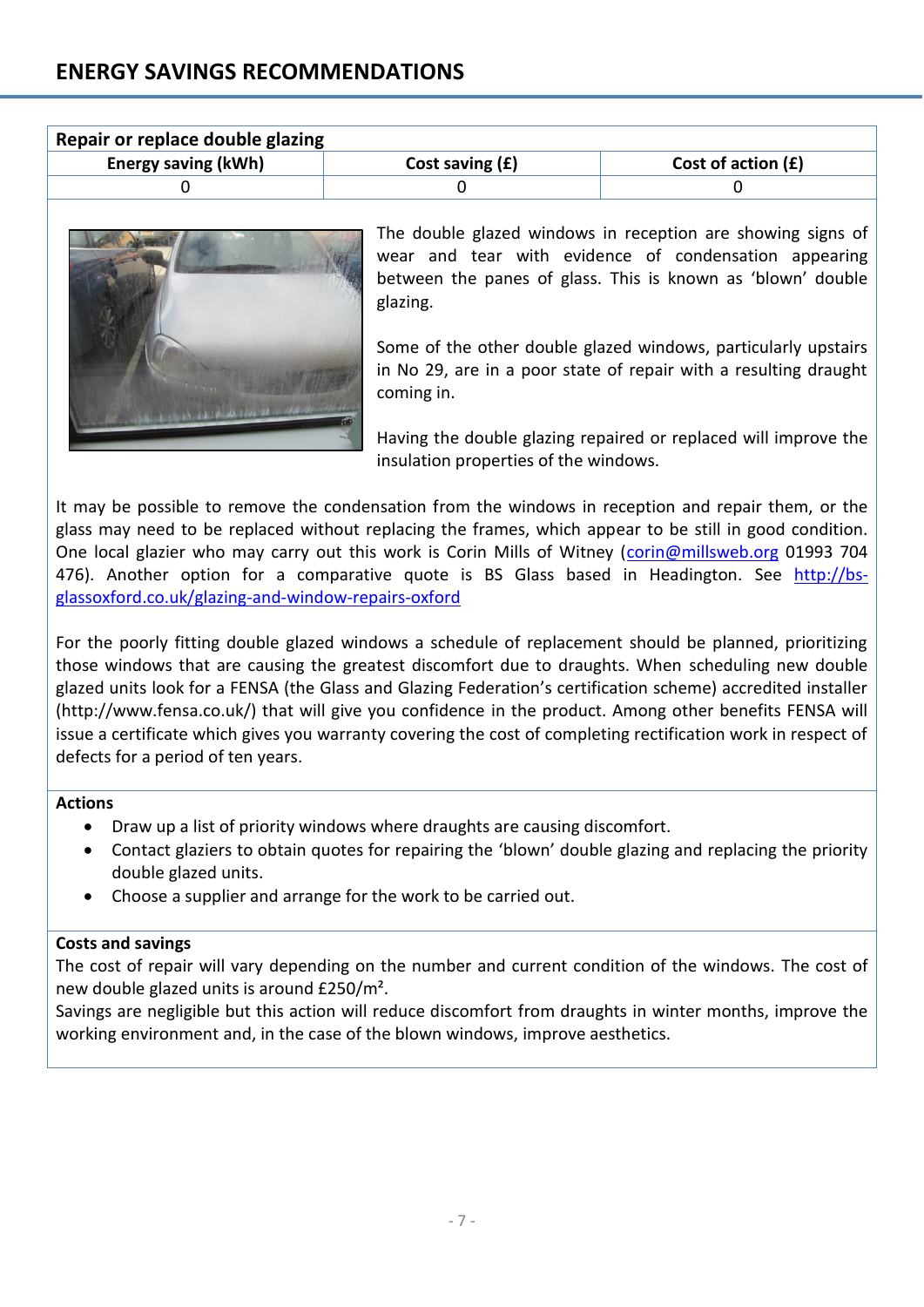## ENERGY SAVINGS RECOMMENDATIONS

**Repair or replace double glazing**

| Energy saving (kWh) | Cost saving (£) | Cost of action (£) |
|---|---|---|
| 0 | 0 | 0 |

The double glazed windows in reception are showing signs of wear and tear with evidence of condensation appearing between the panes of glass. This is known as 'blown' double glazing.

Some of the other double glazed windows, particularly upstairs in No 29, are in a poor state of repair with a resulting draught coming in.

Having the double glazing repaired or replaced will improve the insulation properties of the windows.

It may be possible to remove the condensation from the windows in reception and repair them, or the glass may need to be replaced without replacing the frames, which appear to be still in good condition. One local glazier who may carry out this work is Corin Mills of Witney (corin@millsweb.org 01993 704 476). Another option for a comparative quote is BS Glass based in Headington. See http://bs-glassoxford.co.uk/glazing-and-window-repairs-oxford

For the poorly fitting double glazed windows a schedule of replacement should be planned, prioritizing those windows that are causing the greatest discomfort due to draughts. When scheduling new double glazed units look for a FENSA (the Glass and Glazing Federation's certification scheme) accredited installer (http://www.fensa.co.uk/) that will give you confidence in the product. Among other benefits FENSA will issue a certificate which gives you warranty covering the cost of completing rectification work in respect of defects for a period of ten years.

**Actions**

- Draw up a list of priority windows where draughts are causing discomfort.
- Contact glaziers to obtain quotes for repairing the 'blown' double glazing and replacing the priority double glazed units.
- Choose a supplier and arrange for the work to be carried out.

**Costs and savings**

The cost of repair will vary depending on the number and current condition of the windows. The cost of new double glazed units is around £250/m².

Savings are negligible but this action will reduce discomfort from draughts in winter months, improve the working environment and, in the case of the blown windows, improve aesthetics.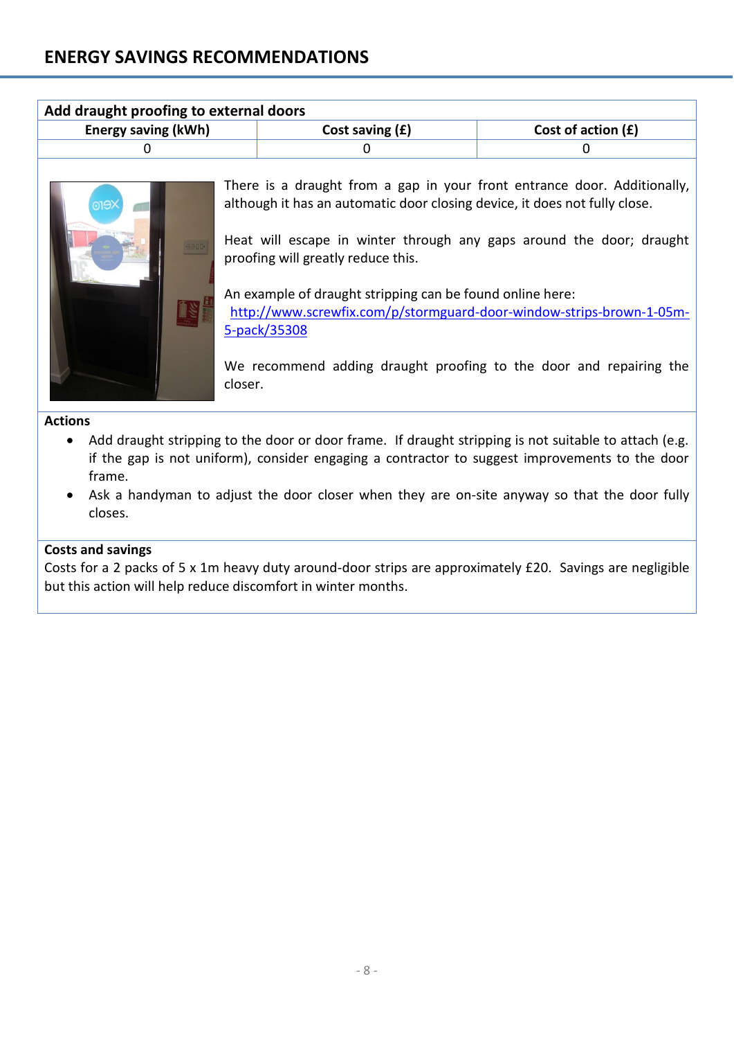## ENERGY SAVINGS RECOMMENDATIONS

### Add draught proofing to external doors

| Energy saving (kWh) | Cost saving (£) | Cost of action (£) |
|---|---|---|
| 0 | 0 | 0 |

There is a draught from a gap in your front entrance door. Additionally, although it has an automatic door closing device, it does not fully close.

Heat will escape in winter through any gaps around the door; draught proofing will greatly reduce this.

An example of draught stripping can be found online here:
http://www.screwfix.com/p/stormguard-door-window-strips-brown-1-05m-5-pack/35308

We recommend adding draught proofing to the door and repairing the closer.

**Actions**

- Add draught stripping to the door or door frame. If draught stripping is not suitable to attach (e.g. if the gap is not uniform), consider engaging a contractor to suggest improvements to the door frame.
- Ask a handyman to adjust the door closer when they are on-site anyway so that the door fully closes.

**Costs and savings**

Costs for a 2 packs of 5 x 1m heavy duty around-door strips are approximately £20. Savings are negligible but this action will help reduce discomfort in winter months.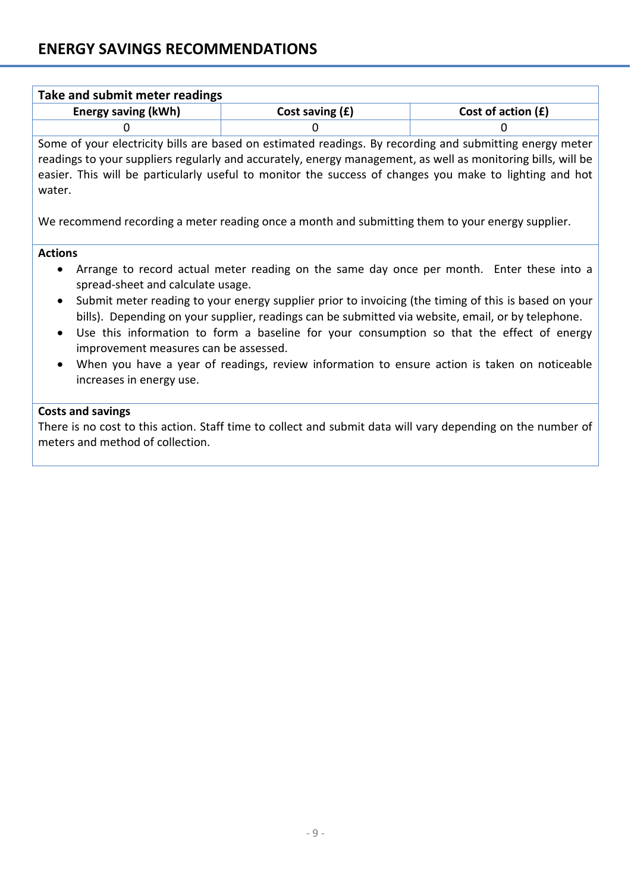# ENERGY SAVINGS RECOMMENDATIONS

**Take and submit meter readings**

| Energy saving (kWh) | Cost saving (£) | Cost of action (£) |
|---|---|---|
| 0 | 0 | 0 |

Some of your electricity bills are based on estimated readings. By recording and submitting energy meter readings to your suppliers regularly and accurately, energy management, as well as monitoring bills, will be easier. This will be particularly useful to monitor the success of changes you make to lighting and hot water.

We recommend recording a meter reading once a month and submitting them to your energy supplier.

**Actions**

- Arrange to record actual meter reading on the same day once per month. Enter these into a spread-sheet and calculate usage.
- Submit meter reading to your energy supplier prior to invoicing (the timing of this is based on your bills). Depending on your supplier, readings can be submitted via website, email, or by telephone.
- Use this information to form a baseline for your consumption so that the effect of energy improvement measures can be assessed.
- When you have a year of readings, review information to ensure action is taken on noticeable increases in energy use.

**Costs and savings**

There is no cost to this action. Staff time to collect and submit data will vary depending on the number of meters and method of collection.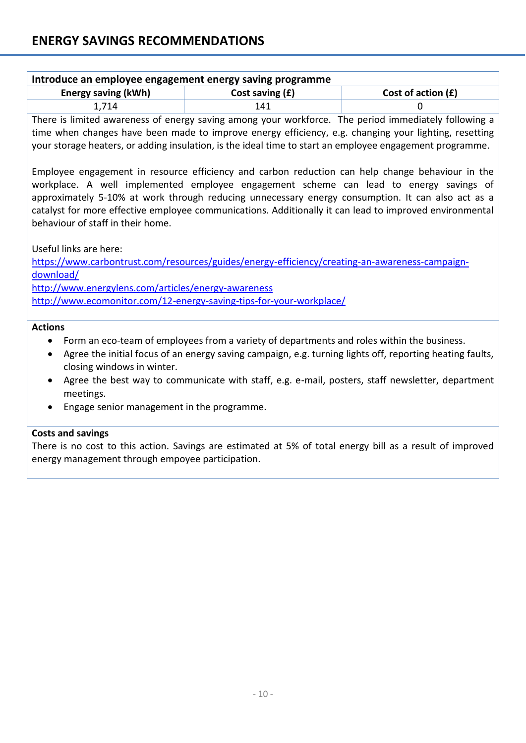## ENERGY SAVINGS RECOMMENDATIONS

**Introduce an employee engagement energy saving programme**

| Energy saving (kWh) | Cost saving (£) | Cost of action (£) |
| --- | --- | --- |
| 1,714 | 141 | 0 |

There is limited awareness of energy saving among your workforce. The period immediately following a time when changes have been made to improve energy efficiency, e.g. changing your lighting, resetting your storage heaters, or adding insulation, is the ideal time to start an employee engagement programme.

Employee engagement in resource efficiency and carbon reduction can help change behaviour in the workplace. A well implemented employee engagement scheme can lead to energy savings of approximately 5-10% at work through reducing unnecessary energy consumption. It can also act as a catalyst for more effective employee communications. Additionally it can lead to improved environmental behaviour of staff in their home.

Useful links are here:
https://www.carbontrust.com/resources/guides/energy-efficiency/creating-an-awareness-campaign-download/
http://www.energylens.com/articles/energy-awareness
http://www.ecomonitor.com/12-energy-saving-tips-for-your-workplace/

**Actions**

- Form an eco-team of employees from a variety of departments and roles within the business.
- Agree the initial focus of an energy saving campaign, e.g. turning lights off, reporting heating faults, closing windows in winter.
- Agree the best way to communicate with staff, e.g. e-mail, posters, staff newsletter, department meetings.
- Engage senior management in the programme.

**Costs and savings**

There is no cost to this action. Savings are estimated at 5% of total energy bill as a result of improved energy management through empoyee participation.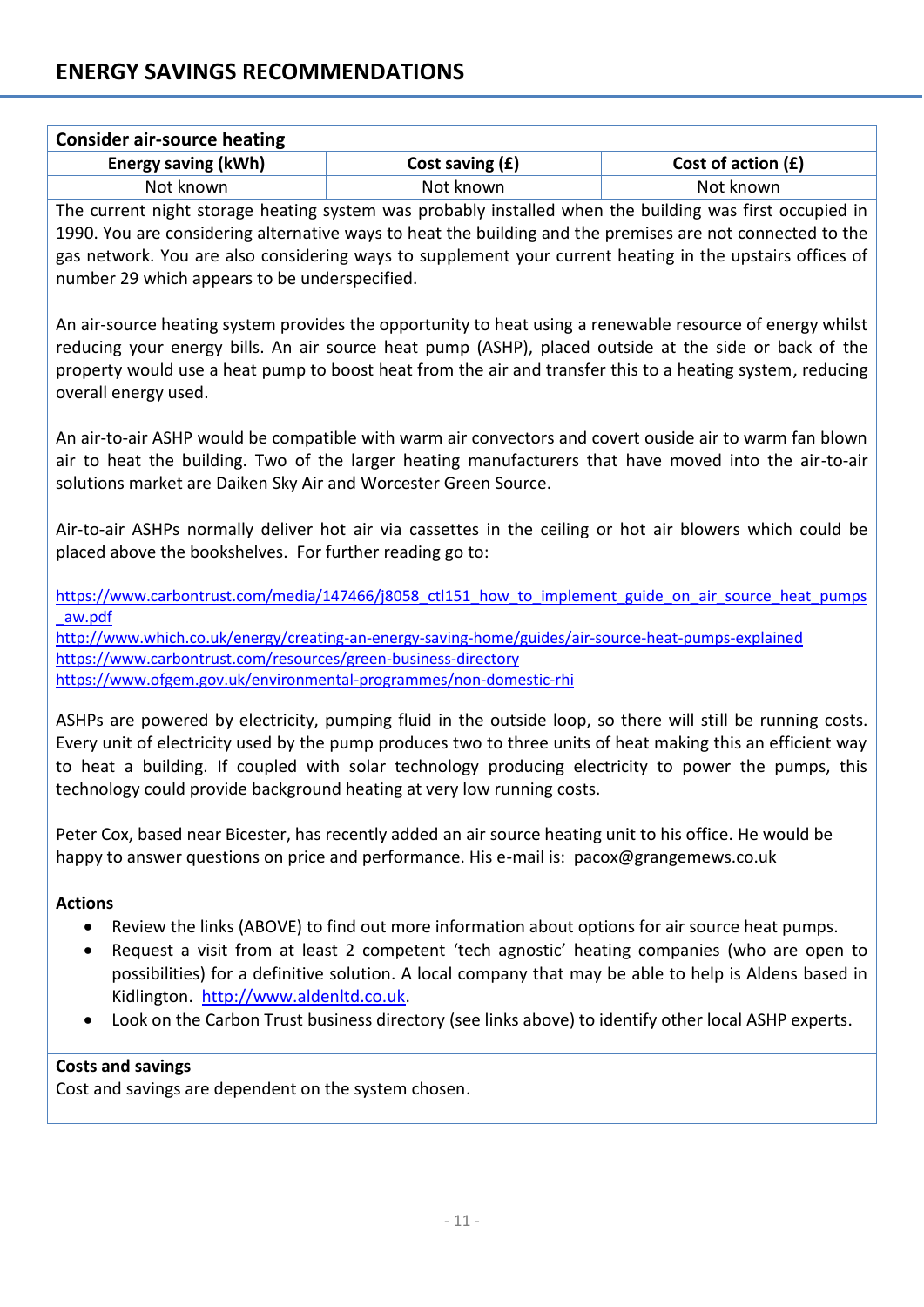## ENERGY SAVINGS RECOMMENDATIONS

**Consider air-source heating**

| Energy saving (kWh) | Cost saving (£) | Cost of action (£) |
|---|---|---|
| Not known | Not known | Not known |

The current night storage heating system was probably installed when the building was first occupied in 1990. You are considering alternative ways to heat the building and the premises are not connected to the gas network. You are also considering ways to supplement your current heating in the upstairs offices of number 29 which appears to be underspecified.

An air-source heating system provides the opportunity to heat using a renewable resource of energy whilst reducing your energy bills. An air source heat pump (ASHP), placed outside at the side or back of the property would use a heat pump to boost heat from the air and transfer this to a heating system, reducing overall energy used.

An air-to-air ASHP would be compatible with warm air convectors and covert ouside air to warm fan blown air to heat the building. Two of the larger heating manufacturers that have moved into the air-to-air solutions market are Daiken Sky Air and Worcester Green Source.

Air-to-air ASHPs normally deliver hot air via cassettes in the ceiling or hot air blowers which could be placed above the bookshelves. For further reading go to:

https://www.carbontrust.com/media/147466/j8058_ctl151_how_to_implement_guide_on_air_source_heat_pumps_aw.pdf
http://www.which.co.uk/energy/creating-an-energy-saving-home/guides/air-source-heat-pumps-explained
https://www.carbontrust.com/resources/green-business-directory
https://www.ofgem.gov.uk/environmental-programmes/non-domestic-rhi

ASHPs are powered by electricity, pumping fluid in the outside loop, so there will still be running costs. Every unit of electricity used by the pump produces two to three units of heat making this an efficient way to heat a building. If coupled with solar technology producing electricity to power the pumps, this technology could provide background heating at very low running costs.

Peter Cox, based near Bicester, has recently added an air source heating unit to his office. He would be happy to answer questions on price and performance. His e-mail is: pacox@grangemews.co.uk

**Actions**

- Review the links (ABOVE) to find out more information about options for air source heat pumps.
- Request a visit from at least 2 competent 'tech agnostic' heating companies (who are open to possibilities) for a definitive solution. A local company that may be able to help is Aldens based in Kidlington. http://www.aldenltd.co.uk.
- Look on the Carbon Trust business directory (see links above) to identify other local ASHP experts.

**Costs and savings**

Cost and savings are dependent on the system chosen.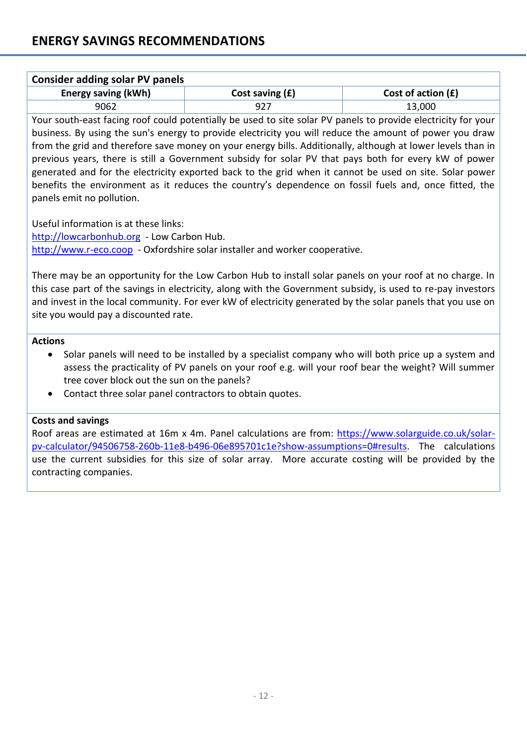## ENERGY SAVINGS RECOMMENDATIONS

**Consider adding solar PV panels**

| Energy saving (kWh) | Cost saving (£) | Cost of action (£) |
|---|---|---|
| 9062 | 927 | 13,000 |

Your south-east facing roof could potentially be used to site solar PV panels to provide electricity for your business. By using the sun's energy to provide electricity you will reduce the amount of power you draw from the grid and therefore save money on your energy bills. Additionally, although at lower levels than in previous years, there is still a Government subsidy for solar PV that pays both for every kW of power generated and for the electricity exported back to the grid when it cannot be used on site. Solar power benefits the environment as it reduces the country's dependence on fossil fuels and, once fitted, the panels emit no pollution.

Useful information is at these links:
http://lowcarbonhub.org - Low Carbon Hub.
http://www.r-eco.coop - Oxfordshire solar installer and worker cooperative.

There may be an opportunity for the Low Carbon Hub to install solar panels on your roof at no charge. In this case part of the savings in electricity, along with the Government subsidy, is used to re-pay investors and invest in the local community. For ever kW of electricity generated by the solar panels that you use on site you would pay a discounted rate.

**Actions**

- Solar panels will need to be installed by a specialist company who will both price up a system and assess the practicality of PV panels on your roof e.g. will your roof bear the weight? Will summer tree cover block out the sun on the panels?
- Contact three solar panel contractors to obtain quotes.

**Costs and savings**

Roof areas are estimated at 16m x 4m. Panel calculations are from: https://www.solarguide.co.uk/solar-pv-calculator/94506758-260b-11e8-b496-06e895701c1e?show-assumptions=0#results. The calculations use the current subsidies for this size of solar array. More accurate costing will be provided by the contracting companies.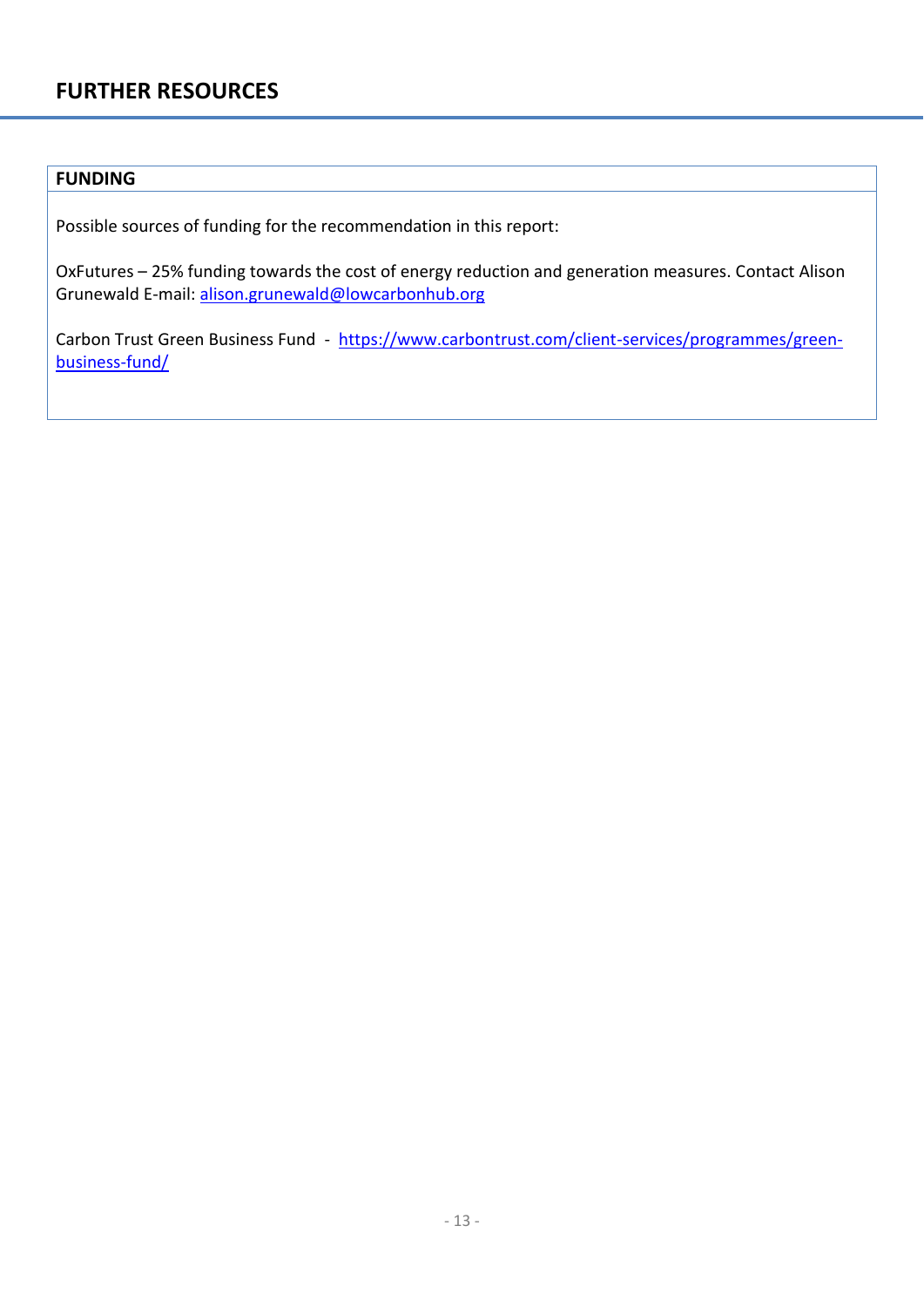# FURTHER RESOURCES

## FUNDING

Possible sources of funding for the recommendation in this report:

OxFutures – 25% funding towards the cost of energy reduction and generation measures. Contact Alison Grunewald E-mail: alison.grunewald@lowcarbonhub.org

Carbon Trust Green Business Fund - https://www.carbontrust.com/client-services/programmes/green-business-fund/